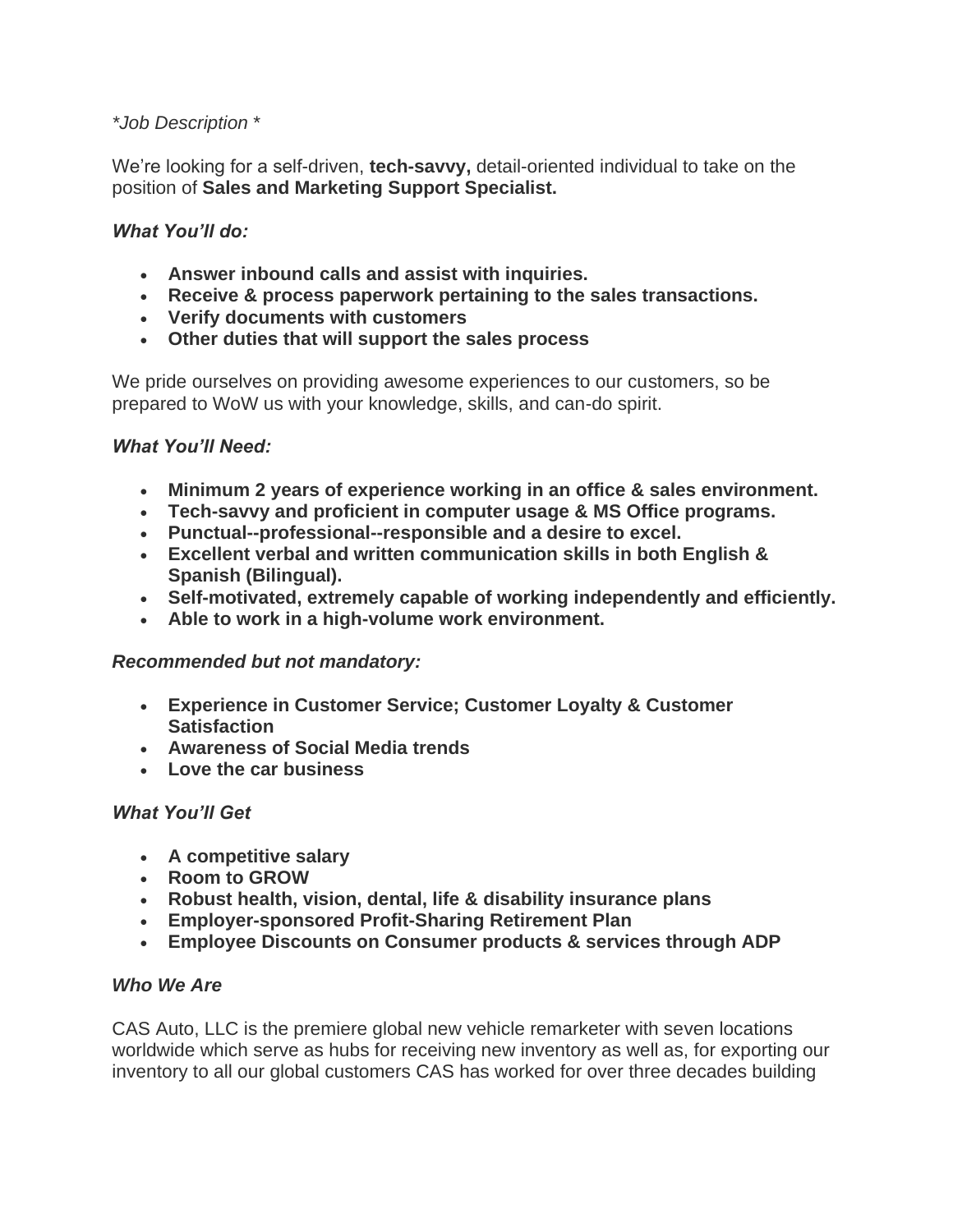*\*Job Description \**

We’re looking for a self-driven, **tech-savvy,** detail-oriented individual to take on the position of **Sales and Marketing Support Specialist.**

***What You’ll do:***

- **Answer inbound calls and assist with inquiries.**
- **Receive & process paperwork pertaining to the sales transactions.**
- **Verify documents with customers**
- **Other duties that will support the sales process**

We pride ourselves on providing awesome experiences to our customers, so be prepared to WoW us with your knowledge, skills, and can-do spirit.

***What You’ll Need:***

- **Minimum 2 years of experience working in an office & sales environment.**
- **Tech-savvy and proficient in computer usage & MS Office programs.**
- **Punctual--professional--responsible and a desire to excel.**
- **Excellent verbal and written communication skills in both English & Spanish (Bilingual).**
- **Self-motivated, extremely capable of working independently and efficiently.**
- **Able to work in a high-volume work environment.**

***Recommended but not mandatory:***

- **Experience in Customer Service; Customer Loyalty & Customer Satisfaction**
- **Awareness of Social Media trends**
- **Love the car business**

***What You’ll Get***

- **A competitive salary**
- **Room to GROW**
- **Robust health, vision, dental, life & disability insurance plans**
- **Employer-sponsored Profit-Sharing Retirement Plan**
- **Employee Discounts on Consumer products & services through ADP**

***Who We Are***

CAS Auto, LLC is the premiere global new vehicle remarketer with seven locations worldwide which serve as hubs for receiving new inventory as well as, for exporting our inventory to all our global customers CAS has worked for over three decades building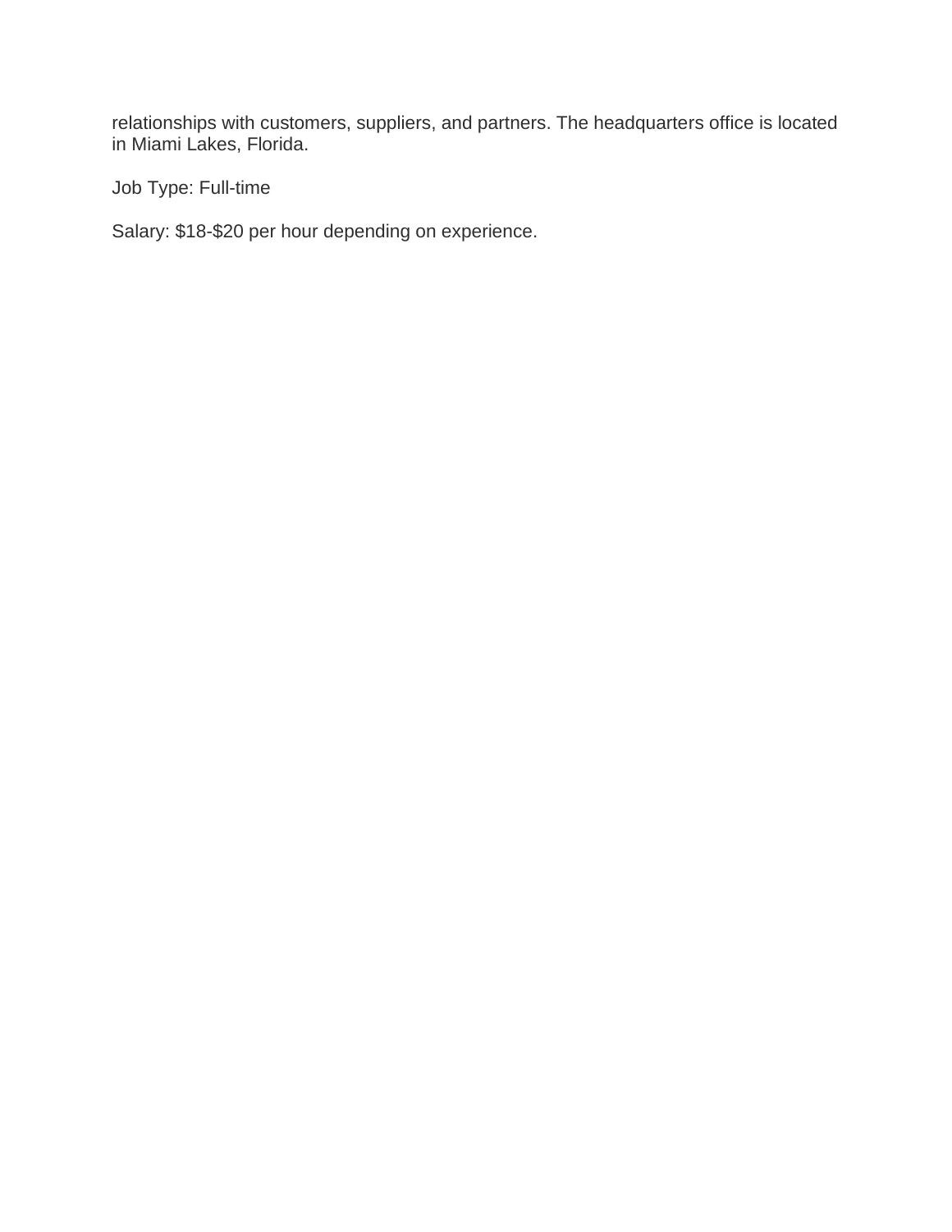relationships with customers, suppliers, and partners. The headquarters office is located in Miami Lakes, Florida.

Job Type: Full-time

Salary: $18-$20 per hour depending on experience.